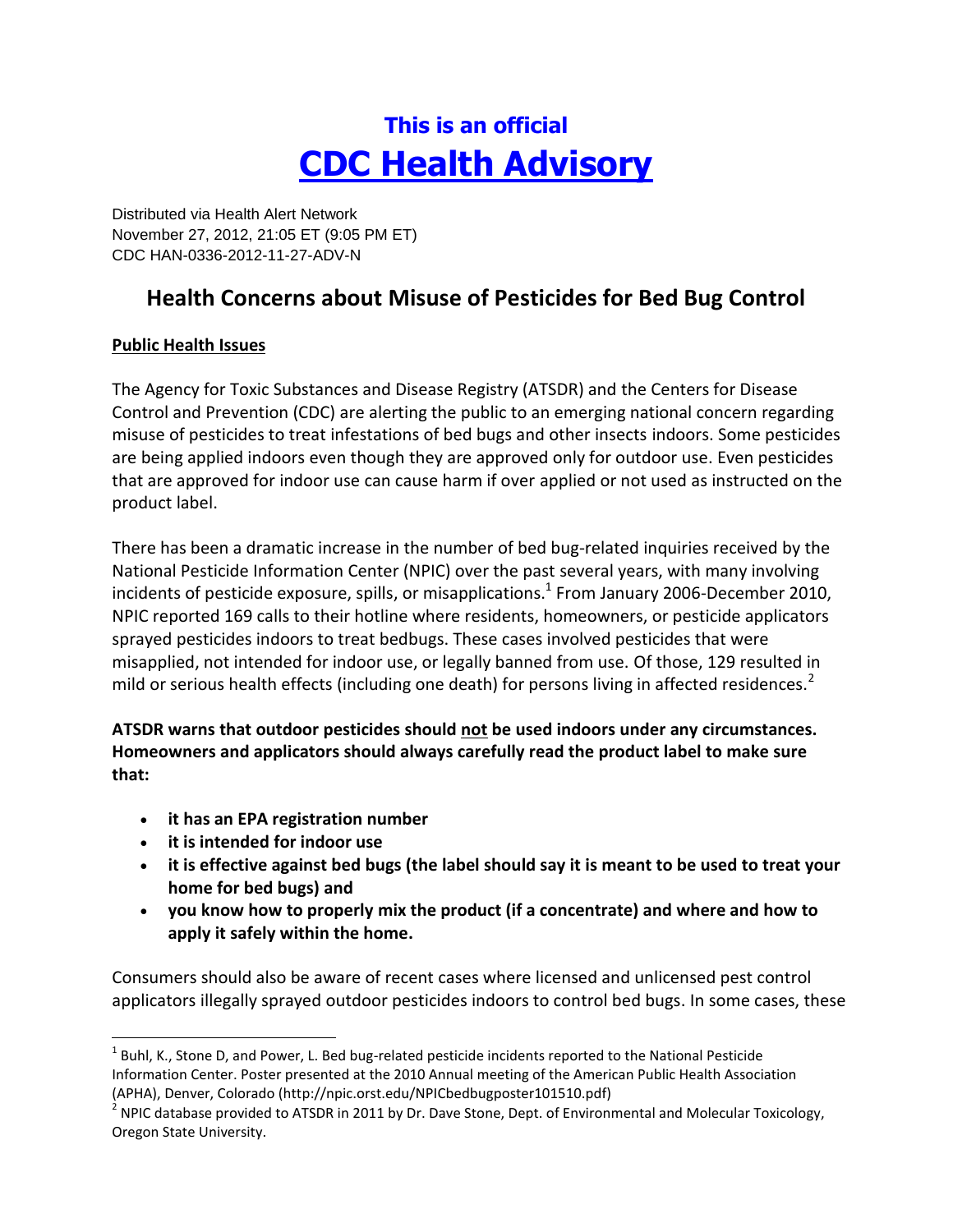# This is an official
# CDC Health Advisory

Distributed via Health Alert Network
November 27, 2012, 21:05 ET (9:05 PM ET)
CDC HAN-0336-2012-11-27-ADV-N

## Health Concerns about Misuse of Pesticides for Bed Bug Control

### Public Health Issues

The Agency for Toxic Substances and Disease Registry (ATSDR) and the Centers for Disease Control and Prevention (CDC) are alerting the public to an emerging national concern regarding misuse of pesticides to treat infestations of bed bugs and other insects indoors. Some pesticides are being applied indoors even though they are approved only for outdoor use. Even pesticides that are approved for indoor use can cause harm if over applied or not used as instructed on the product label.

There has been a dramatic increase in the number of bed bug-related inquiries received by the National Pesticide Information Center (NPIC) over the past several years, with many involving incidents of pesticide exposure, spills, or misapplications.[1] From January 2006-December 2010, NPIC reported 169 calls to their hotline where residents, homeowners, or pesticide applicators sprayed pesticides indoors to treat bedbugs. These cases involved pesticides that were misapplied, not intended for indoor use, or legally banned from use. Of those, 129 resulted in mild or serious health effects (including one death) for persons living in affected residences.[2]

**ATSDR warns that outdoor pesticides should not be used indoors under any circumstances. Homeowners and applicators should always carefully read the product label to make sure that:**

- **it has an EPA registration number**
- **it is intended for indoor use**
- **it is effective against bed bugs (the label should say it is meant to be used to treat your home for bed bugs) and**
- **you know how to properly mix the product (if a concentrate) and where and how to apply it safely within the home.**

Consumers should also be aware of recent cases where licensed and unlicensed pest control applicators illegally sprayed outdoor pesticides indoors to control bed bugs. In some cases, these

---

[1] Buhl, K., Stone D, and Power, L. Bed bug-related pesticide incidents reported to the National Pesticide Information Center. Poster presented at the 2010 Annual meeting of the American Public Health Association (APHA), Denver, Colorado (http://npic.orst.edu/NPICbedbugposter101510.pdf)

[2] NPIC database provided to ATSDR in 2011 by Dr. Dave Stone, Dept. of Environmental and Molecular Toxicology, Oregon State University.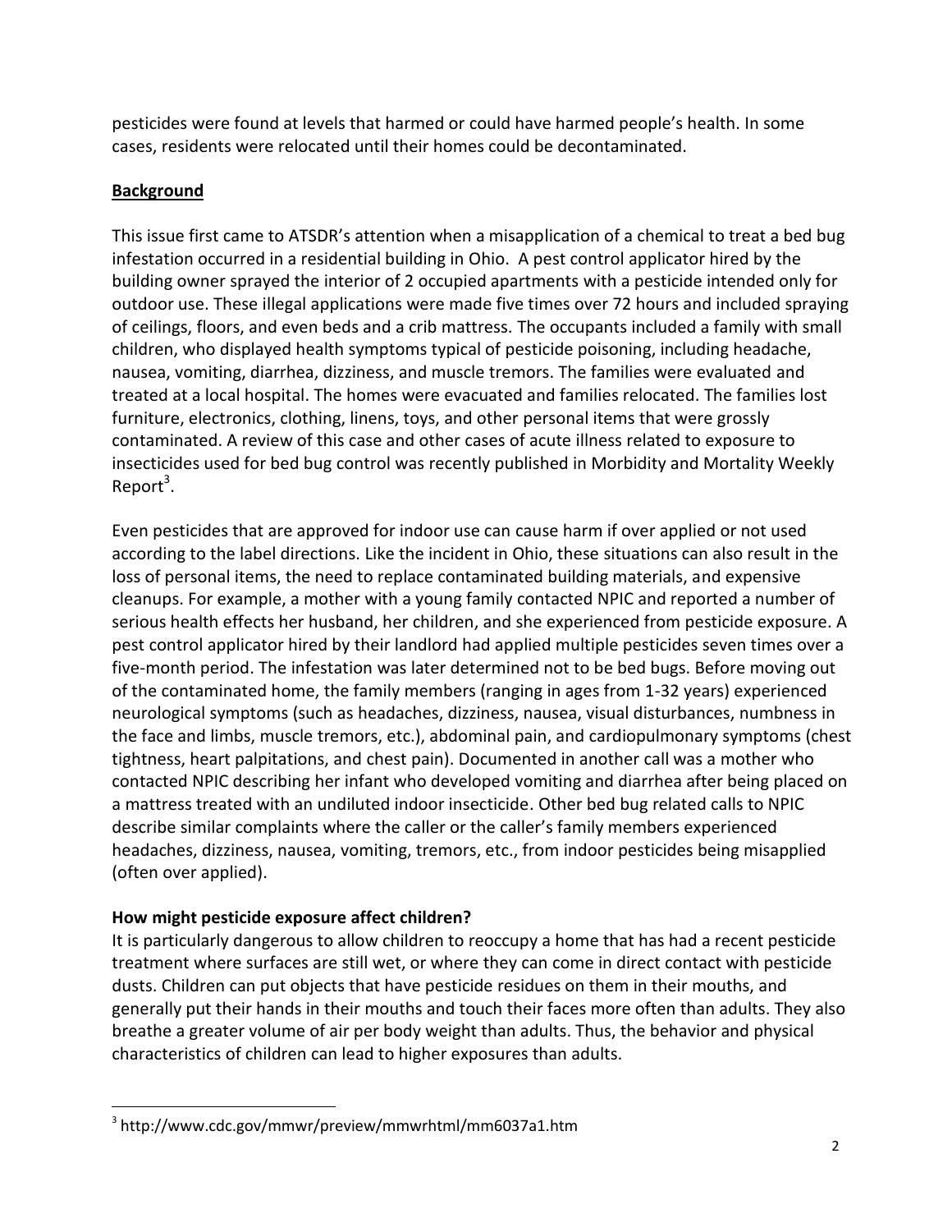pesticides were found at levels that harmed or could have harmed people's health. In some cases, residents were relocated until their homes could be decontaminated.

## Background

This issue first came to ATSDR's attention when a misapplication of a chemical to treat a bed bug infestation occurred in a residential building in Ohio. A pest control applicator hired by the building owner sprayed the interior of 2 occupied apartments with a pesticide intended only for outdoor use. These illegal applications were made five times over 72 hours and included spraying of ceilings, floors, and even beds and a crib mattress. The occupants included a family with small children, who displayed health symptoms typical of pesticide poisoning, including headache, nausea, vomiting, diarrhea, dizziness, and muscle tremors. The families were evaluated and treated at a local hospital. The homes were evacuated and families relocated. The families lost furniture, electronics, clothing, linens, toys, and other personal items that were grossly contaminated. A review of this case and other cases of acute illness related to exposure to insecticides used for bed bug control was recently published in Morbidity and Mortality Weekly Report[3].

Even pesticides that are approved for indoor use can cause harm if over applied or not used according to the label directions. Like the incident in Ohio, these situations can also result in the loss of personal items, the need to replace contaminated building materials, and expensive cleanups. For example, a mother with a young family contacted NPIC and reported a number of serious health effects her husband, her children, and she experienced from pesticide exposure. A pest control applicator hired by their landlord had applied multiple pesticides seven times over a five-month period. The infestation was later determined not to be bed bugs. Before moving out of the contaminated home, the family members (ranging in ages from 1-32 years) experienced neurological symptoms (such as headaches, dizziness, nausea, visual disturbances, numbness in the face and limbs, muscle tremors, etc.), abdominal pain, and cardiopulmonary symptoms (chest tightness, heart palpitations, and chest pain). Documented in another call was a mother who contacted NPIC describing her infant who developed vomiting and diarrhea after being placed on a mattress treated with an undiluted indoor insecticide. Other bed bug related calls to NPIC describe similar complaints where the caller or the caller's family members experienced headaches, dizziness, nausea, vomiting, tremors, etc., from indoor pesticides being misapplied (often over applied).

### How might pesticide exposure affect children?

It is particularly dangerous to allow children to reoccupy a home that has had a recent pesticide treatment where surfaces are still wet, or where they can come in direct contact with pesticide dusts. Children can put objects that have pesticide residues on them in their mouths, and generally put their hands in their mouths and touch their faces more often than adults. They also breathe a greater volume of air per body weight than adults. Thus, the behavior and physical characteristics of children can lead to higher exposures than adults.

---

[3] http://www.cdc.gov/mmwr/preview/mmwrhtml/mm6037a1.htm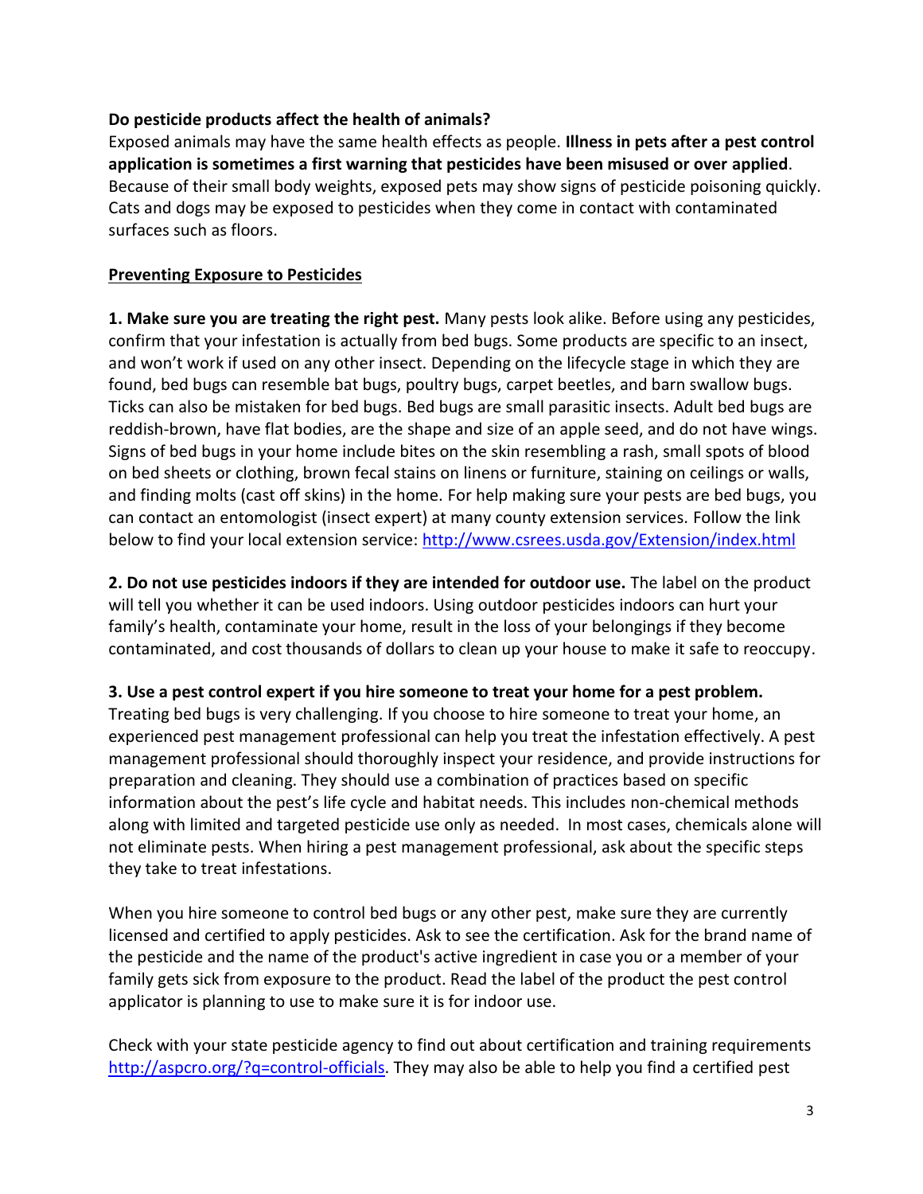**Do pesticide products affect the health of animals?**

Exposed animals may have the same health effects as people. **Illness in pets after a pest control application is sometimes a first warning that pesticides have been misused or over applied**. Because of their small body weights, exposed pets may show signs of pesticide poisoning quickly. Cats and dogs may be exposed to pesticides when they come in contact with contaminated surfaces such as floors.

**Preventing Exposure to Pesticides**

**1. Make sure you are treating the right pest.** Many pests look alike. Before using any pesticides, confirm that your infestation is actually from bed bugs. Some products are specific to an insect, and won't work if used on any other insect. Depending on the lifecycle stage in which they are found, bed bugs can resemble bat bugs, poultry bugs, carpet beetles, and barn swallow bugs. Ticks can also be mistaken for bed bugs. Bed bugs are small parasitic insects. Adult bed bugs are reddish-brown, have flat bodies, are the shape and size of an apple seed, and do not have wings. Signs of bed bugs in your home include bites on the skin resembling a rash, small spots of blood on bed sheets or clothing, brown fecal stains on linens or furniture, staining on ceilings or walls, and finding molts (cast off skins) in the home. For help making sure your pests are bed bugs, you can contact an entomologist (insect expert) at many county extension services. Follow the link below to find your local extension service: http://www.csrees.usda.gov/Extension/index.html

**2. Do not use pesticides indoors if they are intended for outdoor use.** The label on the product will tell you whether it can be used indoors. Using outdoor pesticides indoors can hurt your family's health, contaminate your home, result in the loss of your belongings if they become contaminated, and cost thousands of dollars to clean up your house to make it safe to reoccupy.

**3. Use a pest control expert if you hire someone to treat your home for a pest problem.** Treating bed bugs is very challenging. If you choose to hire someone to treat your home, an experienced pest management professional can help you treat the infestation effectively. A pest management professional should thoroughly inspect your residence, and provide instructions for preparation and cleaning. They should use a combination of practices based on specific information about the pest's life cycle and habitat needs. This includes non-chemical methods along with limited and targeted pesticide use only as needed. In most cases, chemicals alone will not eliminate pests. When hiring a pest management professional, ask about the specific steps they take to treat infestations.

When you hire someone to control bed bugs or any other pest, make sure they are currently licensed and certified to apply pesticides. Ask to see the certification. Ask for the brand name of the pesticide and the name of the product's active ingredient in case you or a member of your family gets sick from exposure to the product. Read the label of the product the pest control applicator is planning to use to make sure it is for indoor use.

Check with your state pesticide agency to find out about certification and training requirements http://aspcro.org/?q=control-officials. They may also be able to help you find a certified pest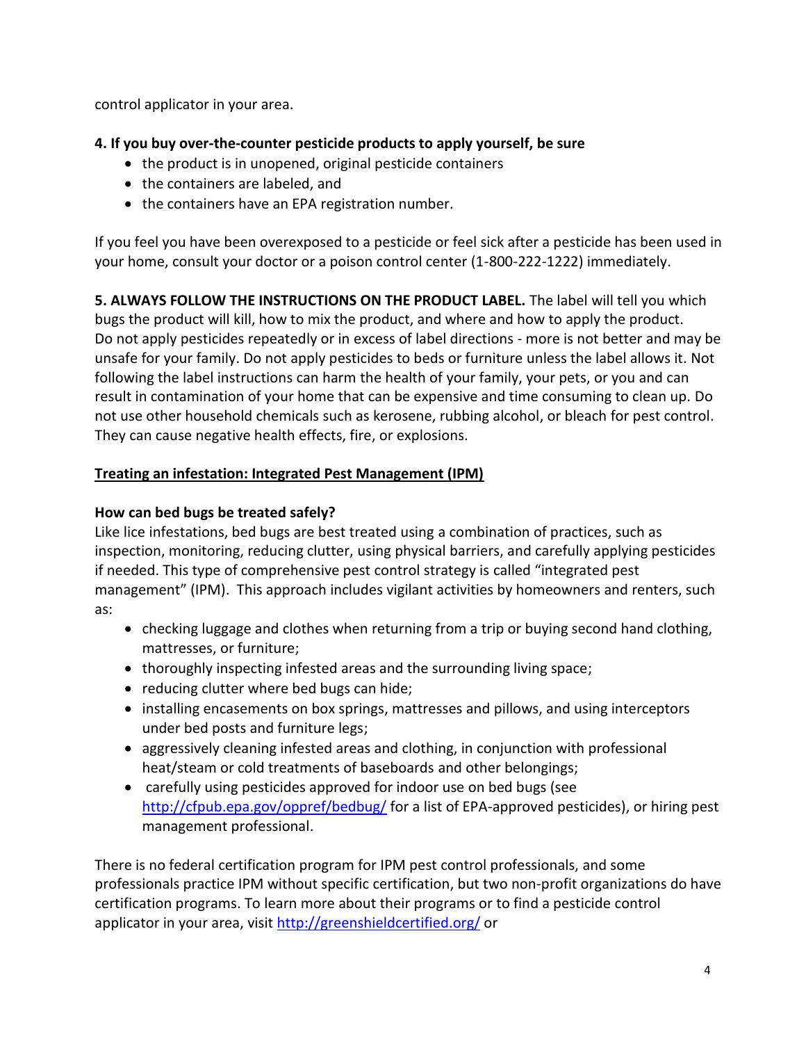control applicator in your area.

**4. If you buy over-the-counter pesticide products to apply yourself, be sure**

- the product is in unopened, original pesticide containers
- the containers are labeled, and
- the containers have an EPA registration number.

If you feel you have been overexposed to a pesticide or feel sick after a pesticide has been used in your home, consult your doctor or a poison control center (1-800-222-1222) immediately.

**5. ALWAYS FOLLOW THE INSTRUCTIONS ON THE PRODUCT LABEL.** The label will tell you which bugs the product will kill, how to mix the product, and where and how to apply the product. Do not apply pesticides repeatedly or in excess of label directions - more is not better and may be unsafe for your family. Do not apply pesticides to beds or furniture unless the label allows it. Not following the label instructions can harm the health of your family, your pets, or you and can result in contamination of your home that can be expensive and time consuming to clean up. Do not use other household chemicals such as kerosene, rubbing alcohol, or bleach for pest control. They can cause negative health effects, fire, or explosions.

## Treating an infestation: Integrated Pest Management (IPM)

### How can bed bugs be treated safely?

Like lice infestations, bed bugs are best treated using a combination of practices, such as inspection, monitoring, reducing clutter, using physical barriers, and carefully applying pesticides if needed. This type of comprehensive pest control strategy is called "integrated pest management" (IPM). This approach includes vigilant activities by homeowners and renters, such as:

- checking luggage and clothes when returning from a trip or buying second hand clothing, mattresses, or furniture;
- thoroughly inspecting infested areas and the surrounding living space;
- reducing clutter where bed bugs can hide;
- installing encasements on box springs, mattresses and pillows, and using interceptors under bed posts and furniture legs;
- aggressively cleaning infested areas and clothing, in conjunction with professional heat/steam or cold treatments of baseboards and other belongings;
- carefully using pesticides approved for indoor use on bed bugs (see http://cfpub.epa.gov/oppref/bedbug/ for a list of EPA-approved pesticides), or hiring pest management professional.

There is no federal certification program for IPM pest control professionals, and some professionals practice IPM without specific certification, but two non-profit organizations do have certification programs. To learn more about their programs or to find a pesticide control applicator in your area, visit http://greenshieldcertified.org/ or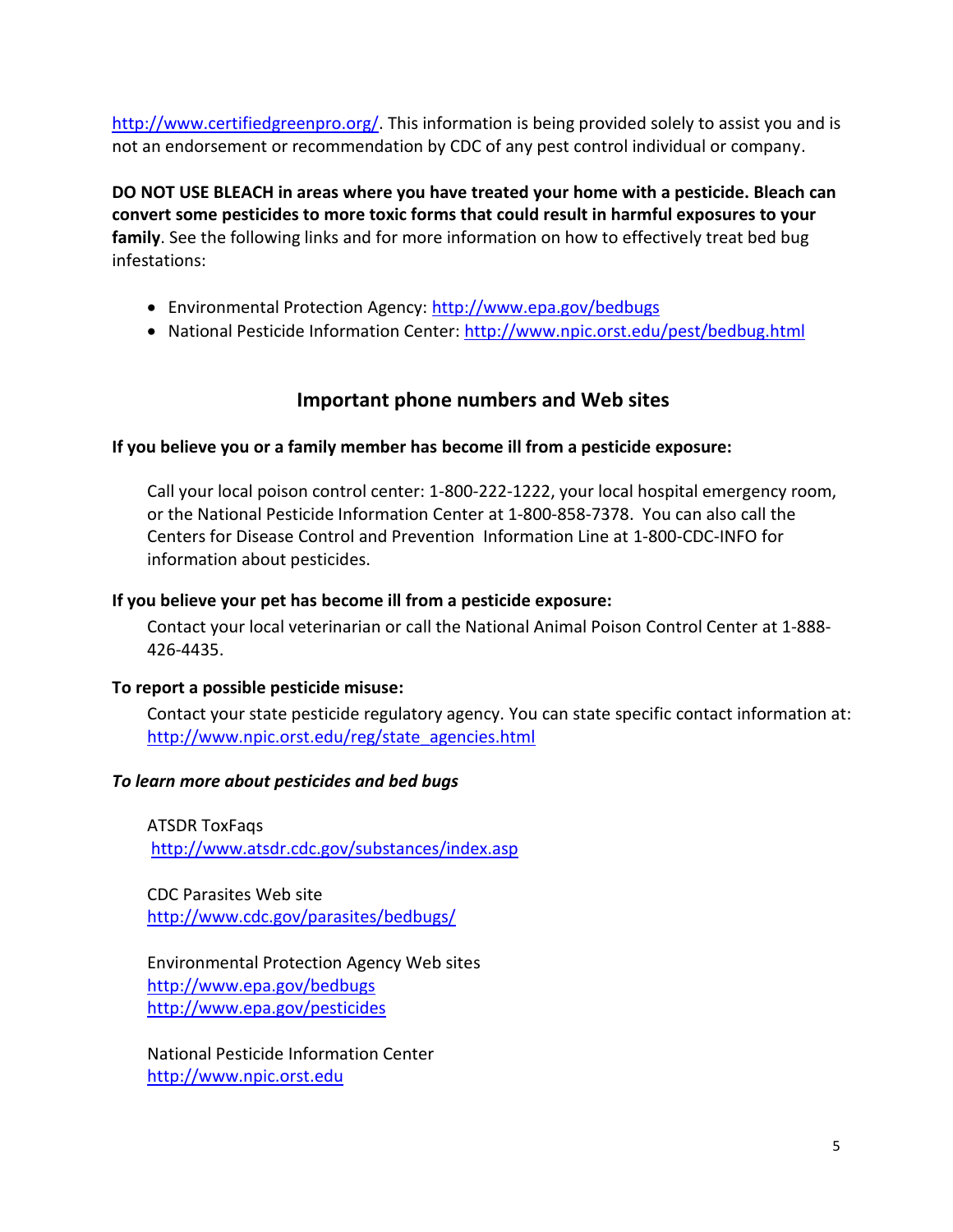http://www.certifiedgreenpro.org/. This information is being provided solely to assist you and is not an endorsement or recommendation by CDC of any pest control individual or company.

**DO NOT USE BLEACH in areas where you have treated your home with a pesticide. Bleach can convert some pesticides to more toxic forms that could result in harmful exposures to your family**. See the following links and for more information on how to effectively treat bed bug infestations:

- Environmental Protection Agency: http://www.epa.gov/bedbugs
- National Pesticide Information Center: http://www.npic.orst.edu/pest/bedbug.html

## Important phone numbers and Web sites

**If you believe you or a family member has become ill from a pesticide exposure:**

Call your local poison control center: 1-800-222-1222, your local hospital emergency room, or the National Pesticide Information Center at 1-800-858-7378. You can also call the Centers for Disease Control and Prevention Information Line at 1-800-CDC-INFO for information about pesticides.

**If you believe your pet has become ill from a pesticide exposure:**

Contact your local veterinarian or call the National Animal Poison Control Center at 1-888-426-4435.

**To report a possible pesticide misuse:**

Contact your state pesticide regulatory agency. You can state specific contact information at: http://www.npic.orst.edu/reg/state_agencies.html

***To learn more about pesticides and bed bugs***

ATSDR ToxFaqs
http://www.atsdr.cdc.gov/substances/index.asp

CDC Parasites Web site
http://www.cdc.gov/parasites/bedbugs/

Environmental Protection Agency Web sites
http://www.epa.gov/bedbugs
http://www.epa.gov/pesticides

National Pesticide Information Center
http://www.npic.orst.edu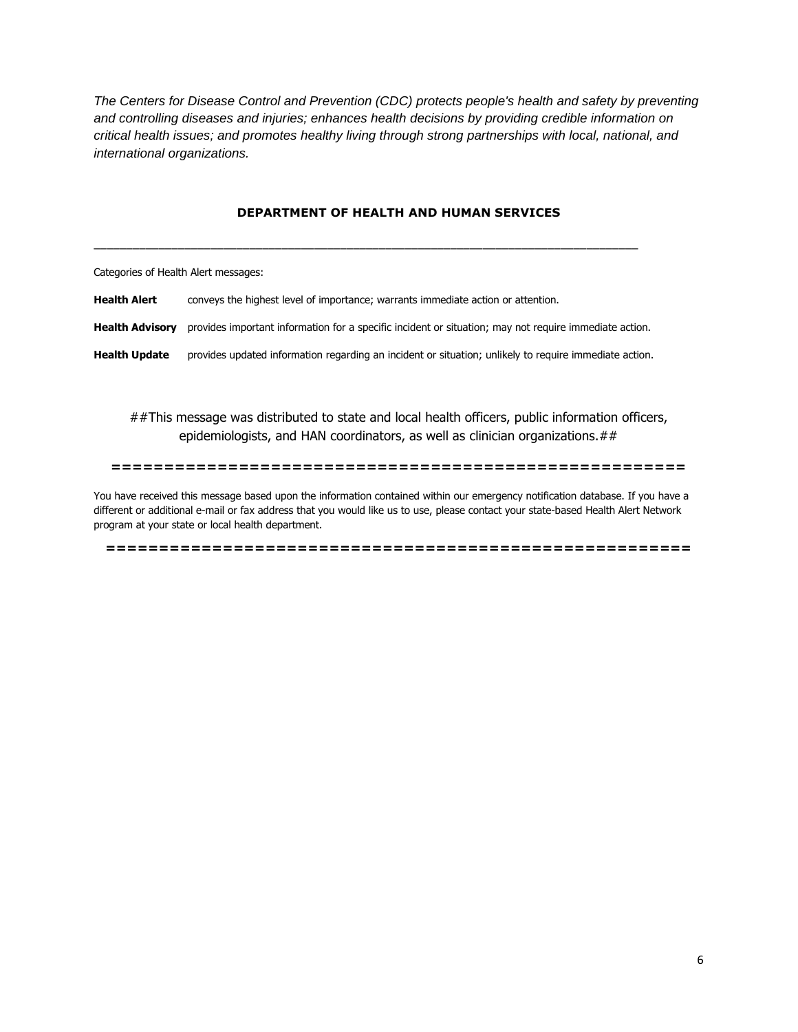*The Centers for Disease Control and Prevention (CDC) protects people's health and safety by preventing and controlling diseases and injuries; enhances health decisions by providing credible information on critical health issues; and promotes healthy living through strong partnerships with local, national, and international organizations.*

**DEPARTMENT OF HEALTH AND HUMAN SERVICES**

---

Categories of Health Alert messages:

**Health Alert** conveys the highest level of importance; warrants immediate action or attention.

**Health Advisory** provides important information for a specific incident or situation; may not require immediate action.

**Health Update** provides updated information regarding an incident or situation; unlikely to require immediate action.

##This message was distributed to state and local health officers, public information officers, epidemiologists, and HAN coordinators, as well as clinician organizations.##

**=====================================================**

You have received this message based upon the information contained within our emergency notification database. If you have a different or additional e-mail or fax address that you would like us to use, please contact your state-based Health Alert Network program at your state or local health department.

**=====================================================**